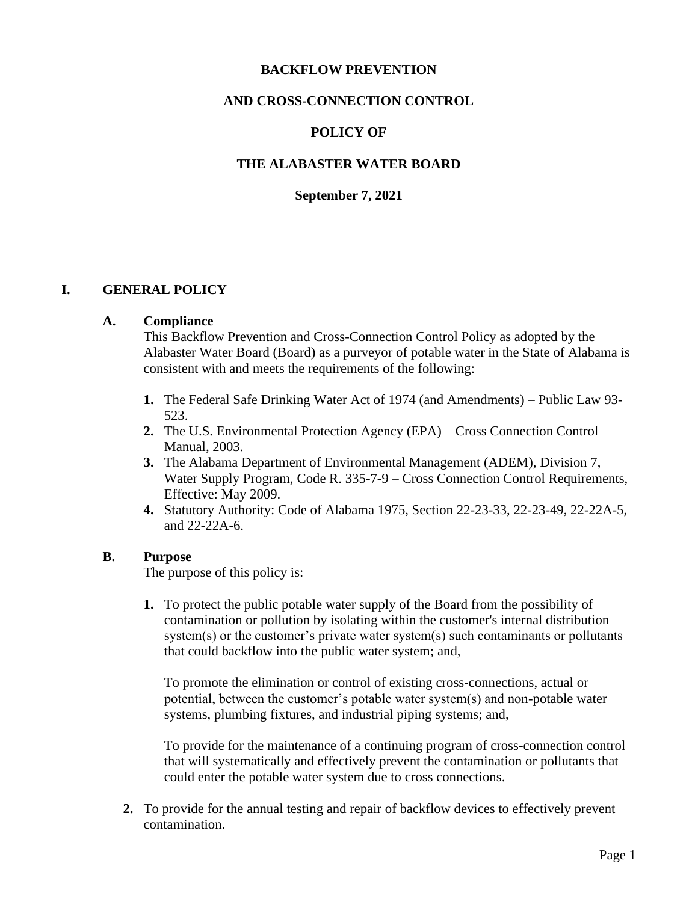# BACKFLOW PREVENTION

# AND CROSS-CONNECTION CONTROL

# POLICY OF

# THE ALABASTER WATER BOARD

**September 7, 2021**

## I. GENERAL POLICY

### A. Compliance

This Backflow Prevention and Cross-Connection Control Policy as adopted by the Alabaster Water Board (Board) as a purveyor of potable water in the State of Alabama is consistent with and meets the requirements of the following:

1. The Federal Safe Drinking Water Act of 1974 (and Amendments) – Public Law 93-523.
2. The U.S. Environmental Protection Agency (EPA) – Cross Connection Control Manual, 2003.
3. The Alabama Department of Environmental Management (ADEM), Division 7, Water Supply Program, Code R. 335-7-9 – Cross Connection Control Requirements, Effective: May 2009.
4. Statutory Authority: Code of Alabama 1975, Section 22-23-33, 22-23-49, 22-22A-5, and 22-22A-6.

### B. Purpose

The purpose of this policy is:

1. To protect the public potable water supply of the Board from the possibility of contamination or pollution by isolating within the customer's internal distribution system(s) or the customer's private water system(s) such contaminants or pollutants that could backflow into the public water system; and,

   To promote the elimination or control of existing cross-connections, actual or potential, between the customer's potable water system(s) and non-potable water systems, plumbing fixtures, and industrial piping systems; and,

   To provide for the maintenance of a continuing program of cross-connection control that will systematically and effectively prevent the contamination or pollutants that could enter the potable water system due to cross connections.

2. To provide for the annual testing and repair of backflow devices to effectively prevent contamination.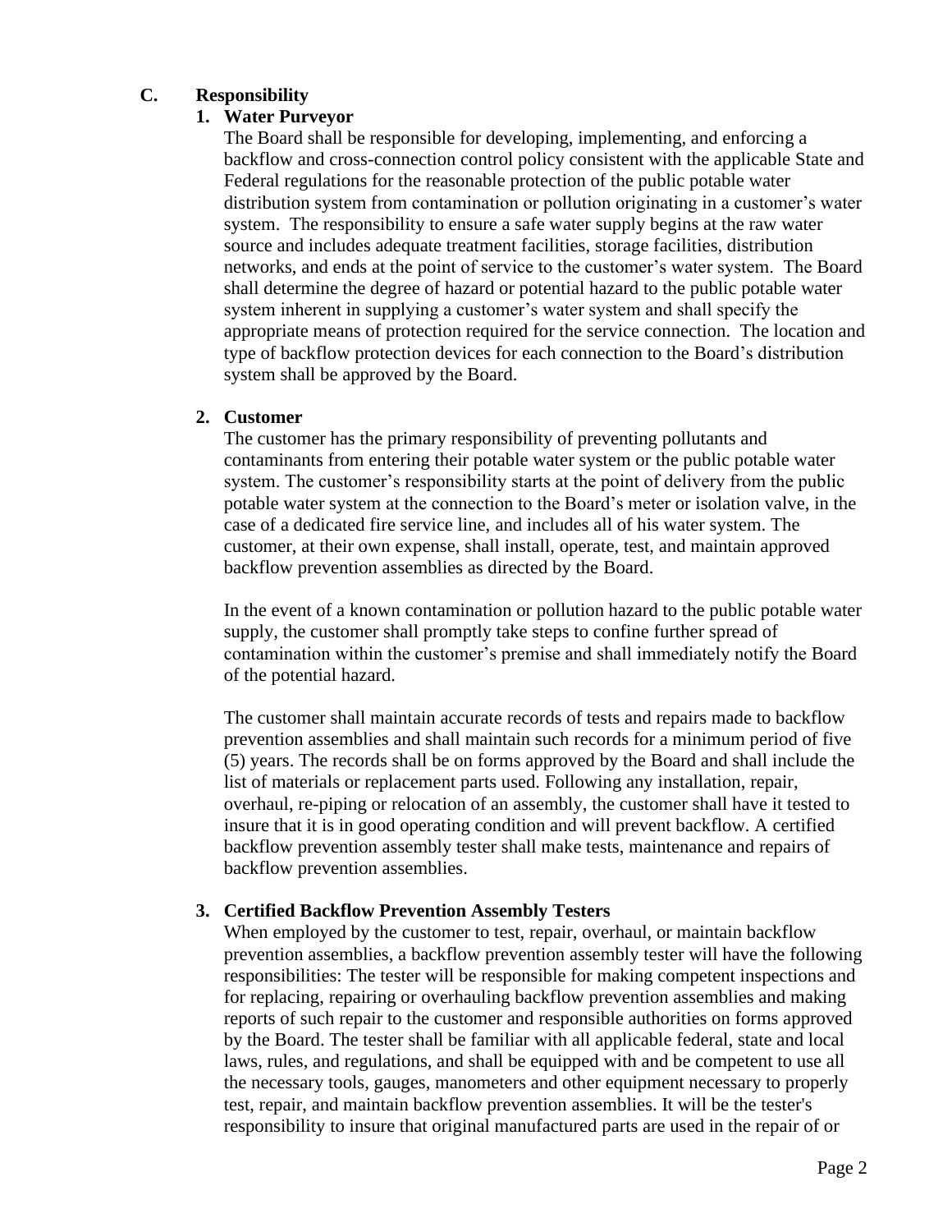## C. Responsibility

### 1. Water Purveyor

The Board shall be responsible for developing, implementing, and enforcing a backflow and cross-connection control policy consistent with the applicable State and Federal regulations for the reasonable protection of the public potable water distribution system from contamination or pollution originating in a customer's water system. The responsibility to ensure a safe water supply begins at the raw water source and includes adequate treatment facilities, storage facilities, distribution networks, and ends at the point of service to the customer's water system. The Board shall determine the degree of hazard or potential hazard to the public potable water system inherent in supplying a customer's water system and shall specify the appropriate means of protection required for the service connection. The location and type of backflow protection devices for each connection to the Board's distribution system shall be approved by the Board.

### 2. Customer

The customer has the primary responsibility of preventing pollutants and contaminants from entering their potable water system or the public potable water system. The customer's responsibility starts at the point of delivery from the public potable water system at the connection to the Board's meter or isolation valve, in the case of a dedicated fire service line, and includes all of his water system. The customer, at their own expense, shall install, operate, test, and maintain approved backflow prevention assemblies as directed by the Board.

In the event of a known contamination or pollution hazard to the public potable water supply, the customer shall promptly take steps to confine further spread of contamination within the customer's premise and shall immediately notify the Board of the potential hazard.

The customer shall maintain accurate records of tests and repairs made to backflow prevention assemblies and shall maintain such records for a minimum period of five (5) years. The records shall be on forms approved by the Board and shall include the list of materials or replacement parts used. Following any installation, repair, overhaul, re-piping or relocation of an assembly, the customer shall have it tested to insure that it is in good operating condition and will prevent backflow. A certified backflow prevention assembly tester shall make tests, maintenance and repairs of backflow prevention assemblies.

### 3. Certified Backflow Prevention Assembly Testers

When employed by the customer to test, repair, overhaul, or maintain backflow prevention assemblies, a backflow prevention assembly tester will have the following responsibilities: The tester will be responsible for making competent inspections and for replacing, repairing or overhauling backflow prevention assemblies and making reports of such repair to the customer and responsible authorities on forms approved by the Board. The tester shall be familiar with all applicable federal, state and local laws, rules, and regulations, and shall be equipped with and be competent to use all the necessary tools, gauges, manometers and other equipment necessary to properly test, repair, and maintain backflow prevention assemblies. It will be the tester's responsibility to insure that original manufactured parts are used in the repair of or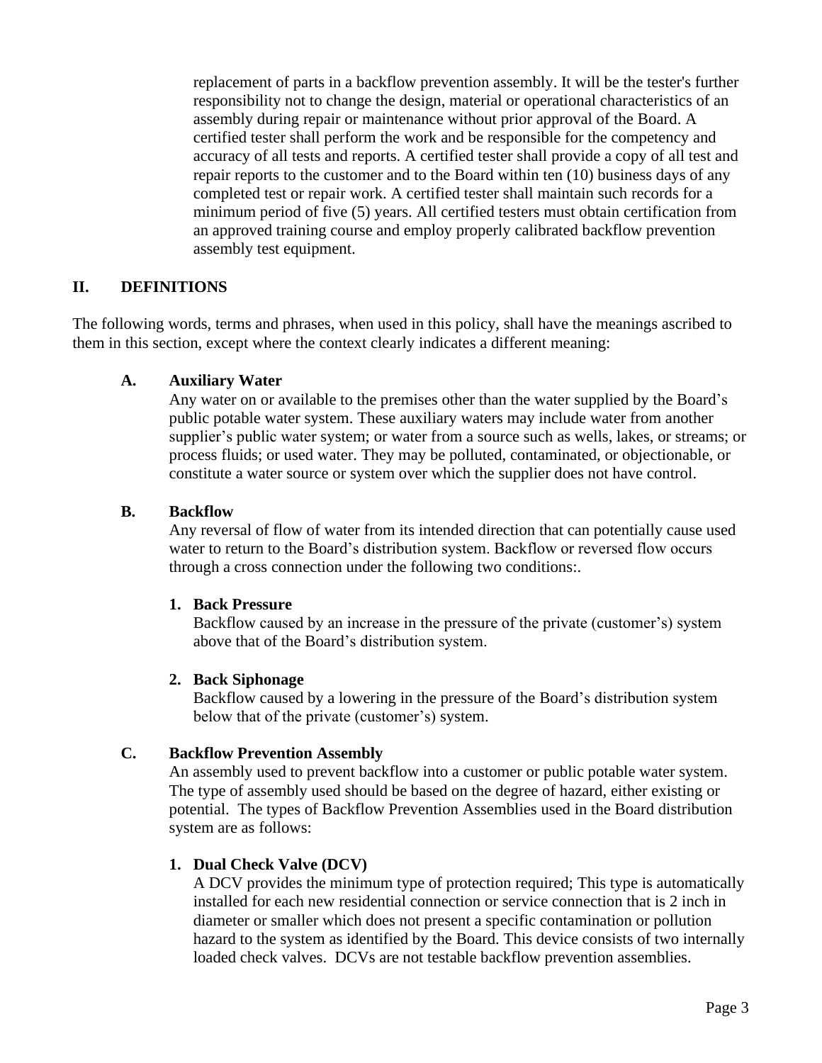replacement of parts in a backflow prevention assembly. It will be the tester's further responsibility not to change the design, material or operational characteristics of an assembly during repair or maintenance without prior approval of the Board. A certified tester shall perform the work and be responsible for the competency and accuracy of all tests and reports. A certified tester shall provide a copy of all test and repair reports to the customer and to the Board within ten (10) business days of any completed test or repair work. A certified tester shall maintain such records for a minimum period of five (5) years. All certified testers must obtain certification from an approved training course and employ properly calibrated backflow prevention assembly test equipment.

## II. DEFINITIONS

The following words, terms and phrases, when used in this policy, shall have the meanings ascribed to them in this section, except where the context clearly indicates a different meaning:

### A. Auxiliary Water

Any water on or available to the premises other than the water supplied by the Board's public potable water system. These auxiliary waters may include water from another supplier's public water system; or water from a source such as wells, lakes, or streams; or process fluids; or used water. They may be polluted, contaminated, or objectionable, or constitute a water source or system over which the supplier does not have control.

### B. Backflow

Any reversal of flow of water from its intended direction that can potentially cause used water to return to the Board's distribution system. Backflow or reversed flow occurs through a cross connection under the following two conditions:.

**1. Back Pressure**

Backflow caused by an increase in the pressure of the private (customer's) system above that of the Board's distribution system.

**2. Back Siphonage**

Backflow caused by a lowering in the pressure of the Board's distribution system below that of the private (customer's) system.

### C. Backflow Prevention Assembly

An assembly used to prevent backflow into a customer or public potable water system. The type of assembly used should be based on the degree of hazard, either existing or potential. The types of Backflow Prevention Assemblies used in the Board distribution system are as follows:

**1. Dual Check Valve (DCV)**

A DCV provides the minimum type of protection required; This type is automatically installed for each new residential connection or service connection that is 2 inch in diameter or smaller which does not present a specific contamination or pollution hazard to the system as identified by the Board. This device consists of two internally loaded check valves. DCVs are not testable backflow prevention assemblies.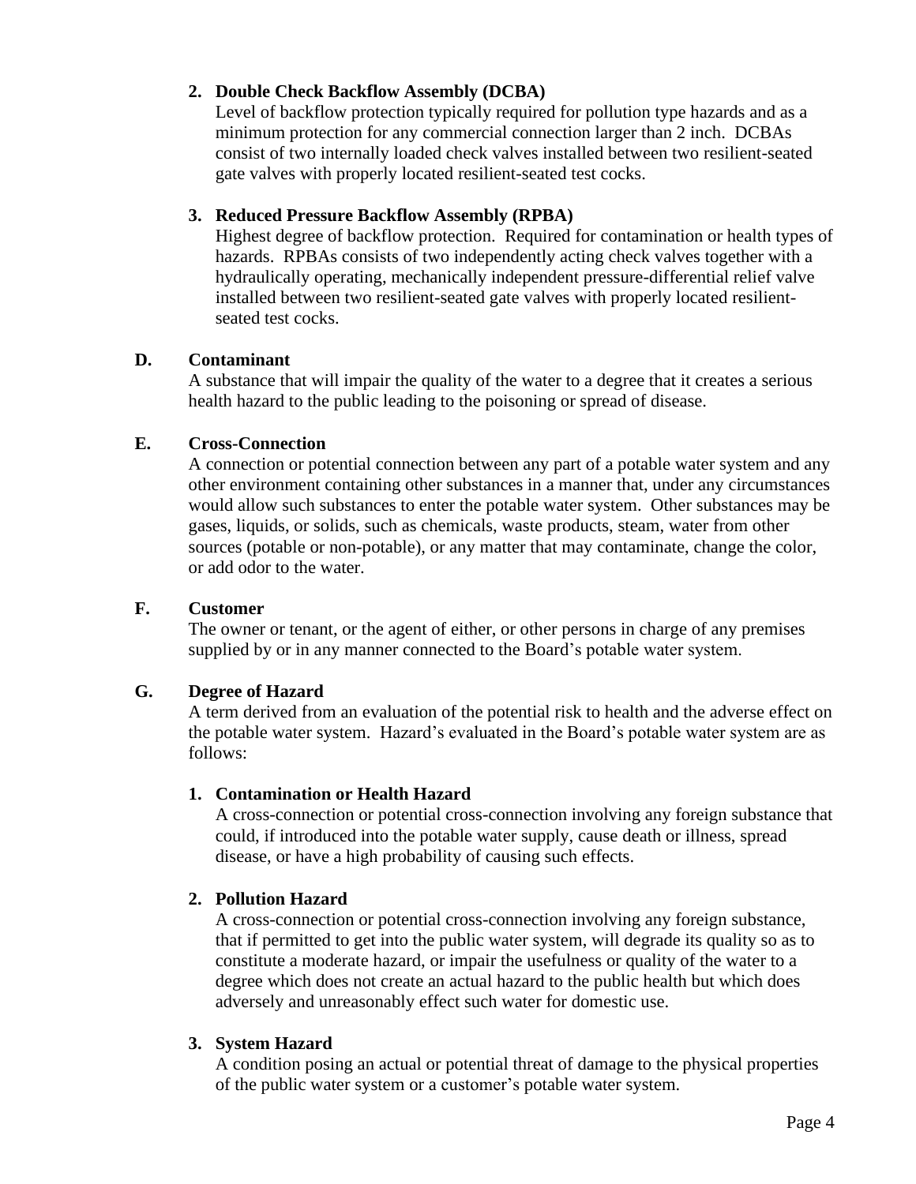2. **Double Check Backflow Assembly (DCBA)**
   Level of backflow protection typically required for pollution type hazards and as a minimum protection for any commercial connection larger than 2 inch. DCBAs consist of two internally loaded check valves installed between two resilient-seated gate valves with properly located resilient-seated test cocks.

3. **Reduced Pressure Backflow Assembly (RPBA)**
   Highest degree of backflow protection. Required for contamination or health types of hazards. RPBAs consists of two independently acting check valves together with a hydraulically operating, mechanically independent pressure-differential relief valve installed between two resilient-seated gate valves with properly located resilient-seated test cocks.

**D. Contaminant**
A substance that will impair the quality of the water to a degree that it creates a serious health hazard to the public leading to the poisoning or spread of disease.

**E. Cross-Connection**
A connection or potential connection between any part of a potable water system and any other environment containing other substances in a manner that, under any circumstances would allow such substances to enter the potable water system. Other substances may be gases, liquids, or solids, such as chemicals, waste products, steam, water from other sources (potable or non-potable), or any matter that may contaminate, change the color, or add odor to the water.

**F. Customer**
The owner or tenant, or the agent of either, or other persons in charge of any premises supplied by or in any manner connected to the Board's potable water system.

**G. Degree of Hazard**
A term derived from an evaluation of the potential risk to health and the adverse effect on the potable water system. Hazard's evaluated in the Board's potable water system are as follows:

1. **Contamination or Health Hazard**
   A cross-connection or potential cross-connection involving any foreign substance that could, if introduced into the potable water supply, cause death or illness, spread disease, or have a high probability of causing such effects.

2. **Pollution Hazard**
   A cross-connection or potential cross-connection involving any foreign substance, that if permitted to get into the public water system, will degrade its quality so as to constitute a moderate hazard, or impair the usefulness or quality of the water to a degree which does not create an actual hazard to the public health but which does adversely and unreasonably effect such water for domestic use.

3. **System Hazard**
   A condition posing an actual or potential threat of damage to the physical properties of the public water system or a customer's potable water system.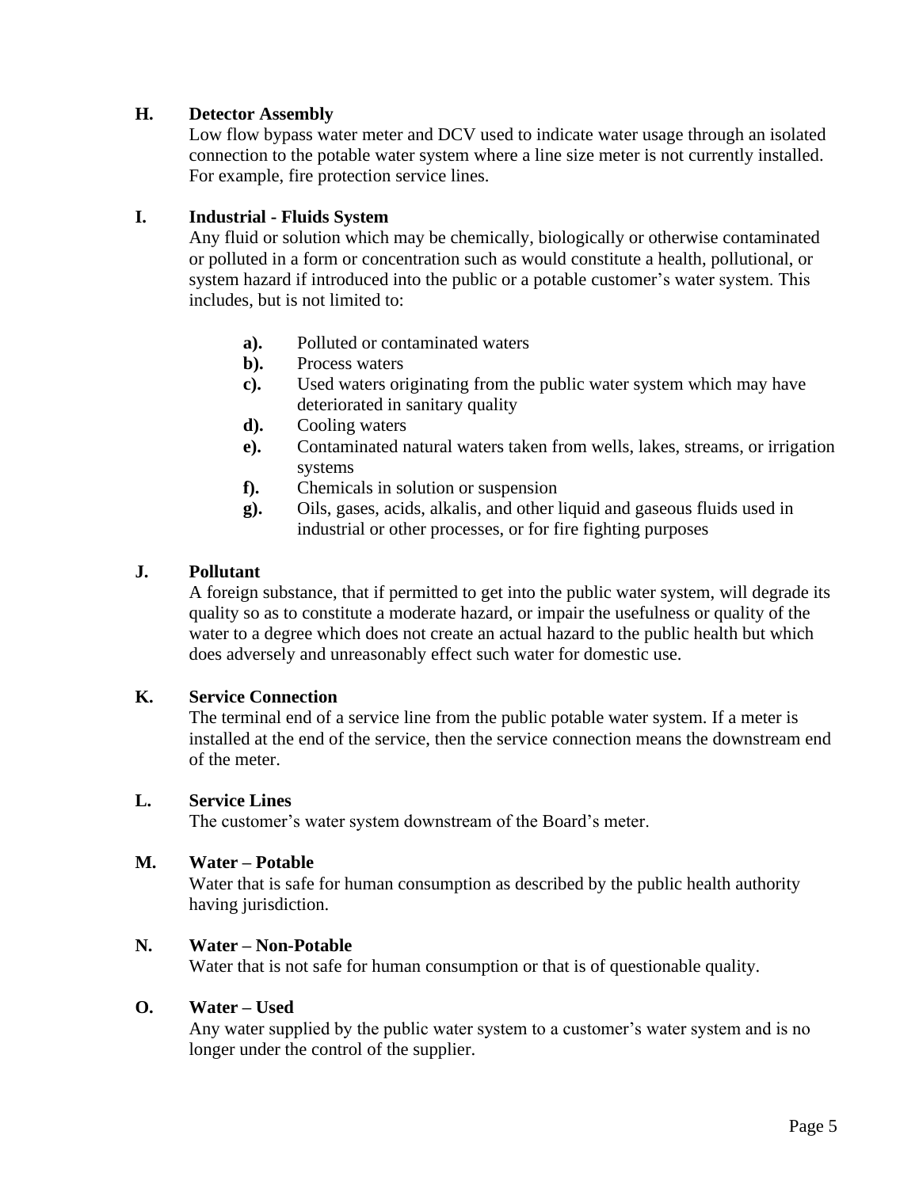**H. Detector Assembly**

Low flow bypass water meter and DCV used to indicate water usage through an isolated connection to the potable water system where a line size meter is not currently installed. For example, fire protection service lines.

**I. Industrial - Fluids System**

Any fluid or solution which may be chemically, biologically or otherwise contaminated or polluted in a form or concentration such as would constitute a health, pollutional, or system hazard if introduced into the public or a potable customer's water system. This includes, but is not limited to:

- **a).** Polluted or contaminated waters
- **b).** Process waters
- **c).** Used waters originating from the public water system which may have deteriorated in sanitary quality
- **d).** Cooling waters
- **e).** Contaminated natural waters taken from wells, lakes, streams, or irrigation systems
- **f).** Chemicals in solution or suspension
- **g).** Oils, gases, acids, alkalis, and other liquid and gaseous fluids used in industrial or other processes, or for fire fighting purposes

**J. Pollutant**

A foreign substance, that if permitted to get into the public water system, will degrade its quality so as to constitute a moderate hazard, or impair the usefulness or quality of the water to a degree which does not create an actual hazard to the public health but which does adversely and unreasonably effect such water for domestic use.

**K. Service Connection**

The terminal end of a service line from the public potable water system. If a meter is installed at the end of the service, then the service connection means the downstream end of the meter.

**L. Service Lines**

The customer's water system downstream of the Board's meter.

**M. Water – Potable**

Water that is safe for human consumption as described by the public health authority having jurisdiction.

**N. Water – Non-Potable**

Water that is not safe for human consumption or that is of questionable quality.

**O. Water – Used**

Any water supplied by the public water system to a customer's water system and is no longer under the control of the supplier.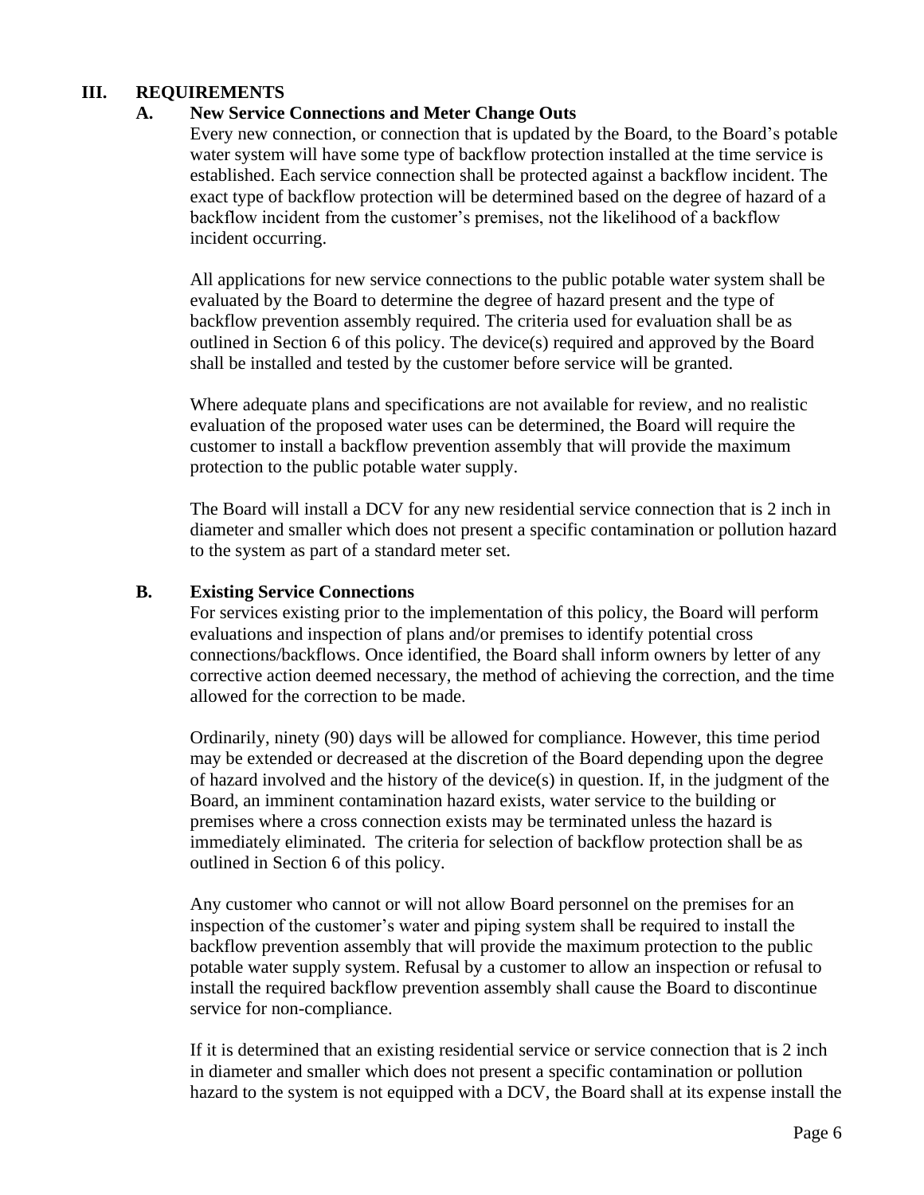## III. REQUIREMENTS

### A. New Service Connections and Meter Change Outs

Every new connection, or connection that is updated by the Board, to the Board's potable water system will have some type of backflow protection installed at the time service is established. Each service connection shall be protected against a backflow incident. The exact type of backflow protection will be determined based on the degree of hazard of a backflow incident from the customer's premises, not the likelihood of a backflow incident occurring.

All applications for new service connections to the public potable water system shall be evaluated by the Board to determine the degree of hazard present and the type of backflow prevention assembly required. The criteria used for evaluation shall be as outlined in Section 6 of this policy. The device(s) required and approved by the Board shall be installed and tested by the customer before service will be granted.

Where adequate plans and specifications are not available for review, and no realistic evaluation of the proposed water uses can be determined, the Board will require the customer to install a backflow prevention assembly that will provide the maximum protection to the public potable water supply.

The Board will install a DCV for any new residential service connection that is 2 inch in diameter and smaller which does not present a specific contamination or pollution hazard to the system as part of a standard meter set.

### B. Existing Service Connections

For services existing prior to the implementation of this policy, the Board will perform evaluations and inspection of plans and/or premises to identify potential cross connections/backflows. Once identified, the Board shall inform owners by letter of any corrective action deemed necessary, the method of achieving the correction, and the time allowed for the correction to be made.

Ordinarily, ninety (90) days will be allowed for compliance. However, this time period may be extended or decreased at the discretion of the Board depending upon the degree of hazard involved and the history of the device(s) in question. If, in the judgment of the Board, an imminent contamination hazard exists, water service to the building or premises where a cross connection exists may be terminated unless the hazard is immediately eliminated. The criteria for selection of backflow protection shall be as outlined in Section 6 of this policy.

Any customer who cannot or will not allow Board personnel on the premises for an inspection of the customer's water and piping system shall be required to install the backflow prevention assembly that will provide the maximum protection to the public potable water supply system. Refusal by a customer to allow an inspection or refusal to install the required backflow prevention assembly shall cause the Board to discontinue service for non-compliance.

If it is determined that an existing residential service or service connection that is 2 inch in diameter and smaller which does not present a specific contamination or pollution hazard to the system is not equipped with a DCV, the Board shall at its expense install the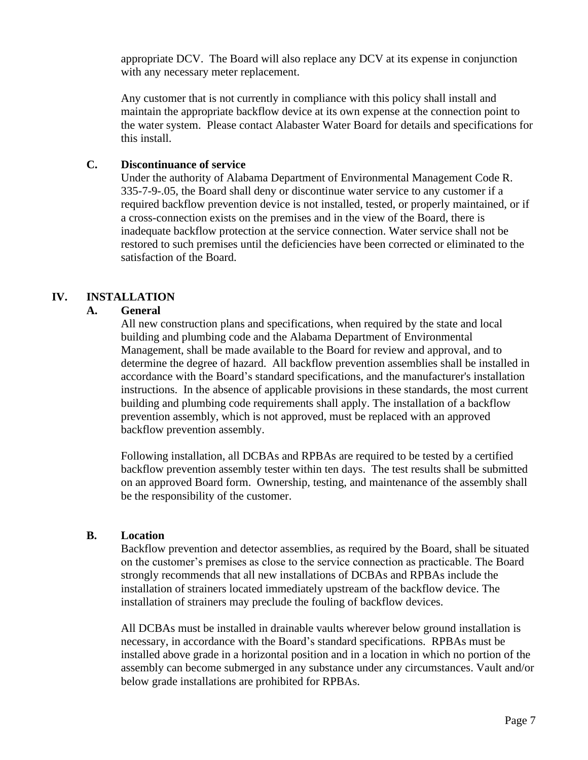appropriate DCV. The Board will also replace any DCV at its expense in conjunction with any necessary meter replacement.

Any customer that is not currently in compliance with this policy shall install and maintain the appropriate backflow device at its own expense at the connection point to the water system. Please contact Alabaster Water Board for details and specifications for this install.

### C. Discontinuance of service

Under the authority of Alabama Department of Environmental Management Code R. 335-7-9-.05, the Board shall deny or discontinue water service to any customer if a required backflow prevention device is not installed, tested, or properly maintained, or if a cross-connection exists on the premises and in the view of the Board, there is inadequate backflow protection at the service connection. Water service shall not be restored to such premises until the deficiencies have been corrected or eliminated to the satisfaction of the Board.

## IV. INSTALLATION

### A. General

All new construction plans and specifications, when required by the state and local building and plumbing code and the Alabama Department of Environmental Management, shall be made available to the Board for review and approval, and to determine the degree of hazard. All backflow prevention assemblies shall be installed in accordance with the Board's standard specifications, and the manufacturer's installation instructions. In the absence of applicable provisions in these standards, the most current building and plumbing code requirements shall apply. The installation of a backflow prevention assembly, which is not approved, must be replaced with an approved backflow prevention assembly.

Following installation, all DCBAs and RPBAs are required to be tested by a certified backflow prevention assembly tester within ten days. The test results shall be submitted on an approved Board form. Ownership, testing, and maintenance of the assembly shall be the responsibility of the customer.

### B. Location

Backflow prevention and detector assemblies, as required by the Board, shall be situated on the customer's premises as close to the service connection as practicable. The Board strongly recommends that all new installations of DCBAs and RPBAs include the installation of strainers located immediately upstream of the backflow device. The installation of strainers may preclude the fouling of backflow devices.

All DCBAs must be installed in drainable vaults wherever below ground installation is necessary, in accordance with the Board's standard specifications. RPBAs must be installed above grade in a horizontal position and in a location in which no portion of the assembly can become submerged in any substance under any circumstances. Vault and/or below grade installations are prohibited for RPBAs.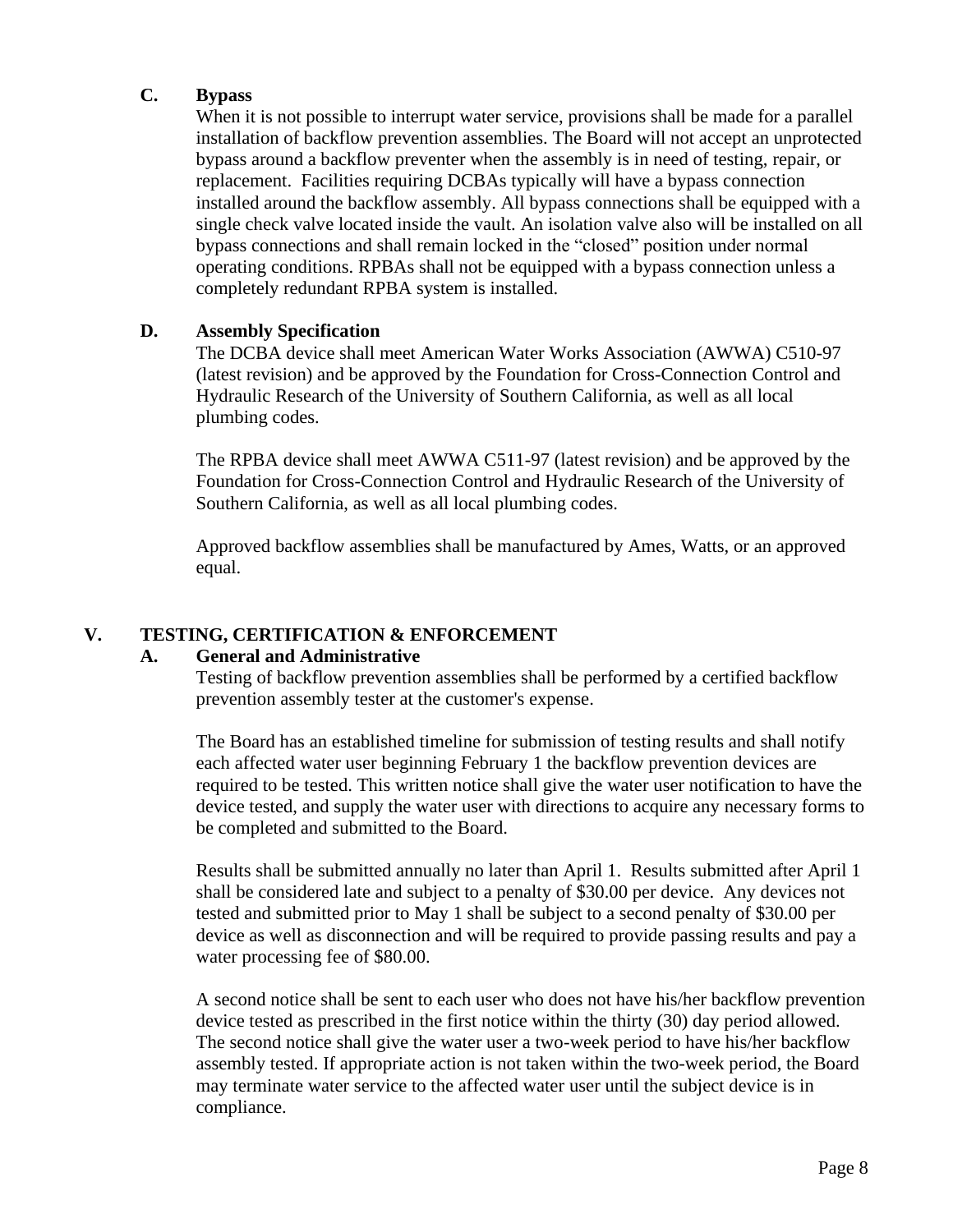### C. Bypass

When it is not possible to interrupt water service, provisions shall be made for a parallel installation of backflow prevention assemblies. The Board will not accept an unprotected bypass around a backflow preventer when the assembly is in need of testing, repair, or replacement. Facilities requiring DCBAs typically will have a bypass connection installed around the backflow assembly. All bypass connections shall be equipped with a single check valve located inside the vault. An isolation valve also will be installed on all bypass connections and shall remain locked in the "closed" position under normal operating conditions. RPBAs shall not be equipped with a bypass connection unless a completely redundant RPBA system is installed.

### D. Assembly Specification

The DCBA device shall meet American Water Works Association (AWWA) C510-97 (latest revision) and be approved by the Foundation for Cross-Connection Control and Hydraulic Research of the University of Southern California, as well as all local plumbing codes.

The RPBA device shall meet AWWA C511-97 (latest revision) and be approved by the Foundation for Cross-Connection Control and Hydraulic Research of the University of Southern California, as well as all local plumbing codes.

Approved backflow assemblies shall be manufactured by Ames, Watts, or an approved equal.

## V. TESTING, CERTIFICATION & ENFORCEMENT

### A. General and Administrative

Testing of backflow prevention assemblies shall be performed by a certified backflow prevention assembly tester at the customer's expense.

The Board has an established timeline for submission of testing results and shall notify each affected water user beginning February 1 the backflow prevention devices are required to be tested. This written notice shall give the water user notification to have the device tested, and supply the water user with directions to acquire any necessary forms to be completed and submitted to the Board.

Results shall be submitted annually no later than April 1. Results submitted after April 1 shall be considered late and subject to a penalty of $30.00 per device. Any devices not tested and submitted prior to May 1 shall be subject to a second penalty of $30.00 per device as well as disconnection and will be required to provide passing results and pay a water processing fee of $80.00.

A second notice shall be sent to each user who does not have his/her backflow prevention device tested as prescribed in the first notice within the thirty (30) day period allowed. The second notice shall give the water user a two-week period to have his/her backflow assembly tested. If appropriate action is not taken within the two-week period, the Board may terminate water service to the affected water user until the subject device is in compliance.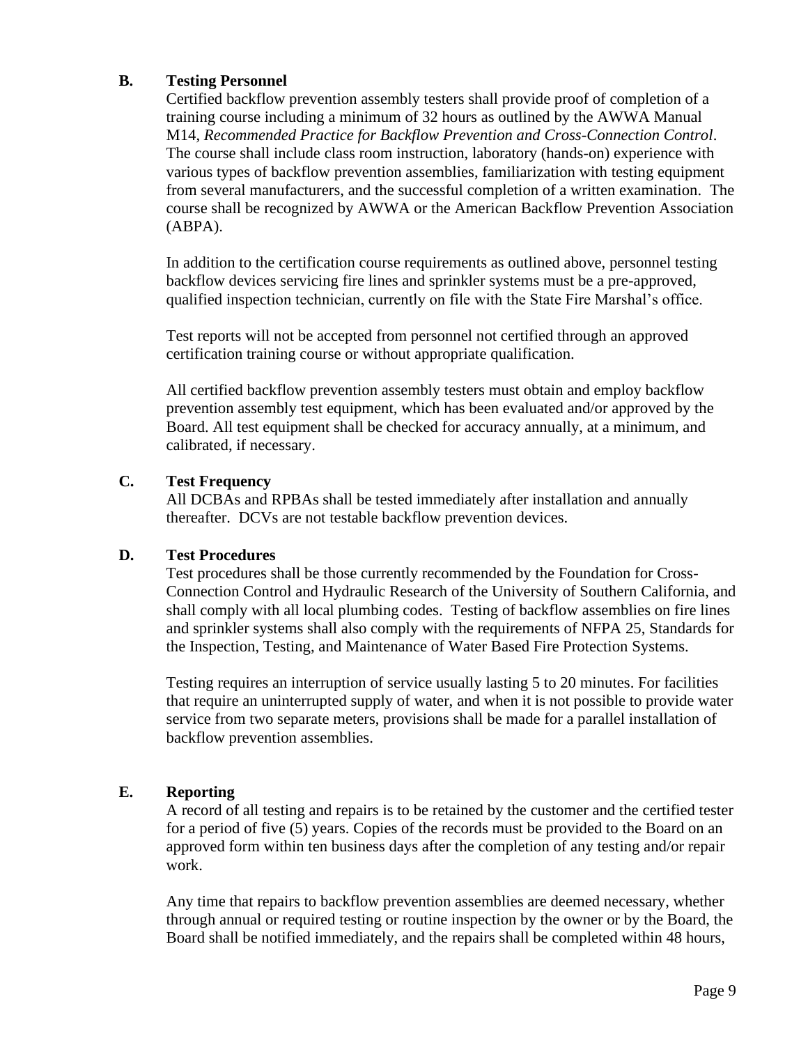### B. Testing Personnel

Certified backflow prevention assembly testers shall provide proof of completion of a training course including a minimum of 32 hours as outlined by the AWWA Manual M14, *Recommended Practice for Backflow Prevention and Cross-Connection Control*. The course shall include class room instruction, laboratory (hands-on) experience with various types of backflow prevention assemblies, familiarization with testing equipment from several manufacturers, and the successful completion of a written examination. The course shall be recognized by AWWA or the American Backflow Prevention Association (ABPA).

In addition to the certification course requirements as outlined above, personnel testing backflow devices servicing fire lines and sprinkler systems must be a pre-approved, qualified inspection technician, currently on file with the State Fire Marshal's office.

Test reports will not be accepted from personnel not certified through an approved certification training course or without appropriate qualification.

All certified backflow prevention assembly testers must obtain and employ backflow prevention assembly test equipment, which has been evaluated and/or approved by the Board. All test equipment shall be checked for accuracy annually, at a minimum, and calibrated, if necessary.

### C. Test Frequency

All DCBAs and RPBAs shall be tested immediately after installation and annually thereafter. DCVs are not testable backflow prevention devices.

### D. Test Procedures

Test procedures shall be those currently recommended by the Foundation for Cross-Connection Control and Hydraulic Research of the University of Southern California, and shall comply with all local plumbing codes. Testing of backflow assemblies on fire lines and sprinkler systems shall also comply with the requirements of NFPA 25, Standards for the Inspection, Testing, and Maintenance of Water Based Fire Protection Systems.

Testing requires an interruption of service usually lasting 5 to 20 minutes. For facilities that require an uninterrupted supply of water, and when it is not possible to provide water service from two separate meters, provisions shall be made for a parallel installation of backflow prevention assemblies.

### E. Reporting

A record of all testing and repairs is to be retained by the customer and the certified tester for a period of five (5) years. Copies of the records must be provided to the Board on an approved form within ten business days after the completion of any testing and/or repair work.

Any time that repairs to backflow prevention assemblies are deemed necessary, whether through annual or required testing or routine inspection by the owner or by the Board, the Board shall be notified immediately, and the repairs shall be completed within 48 hours,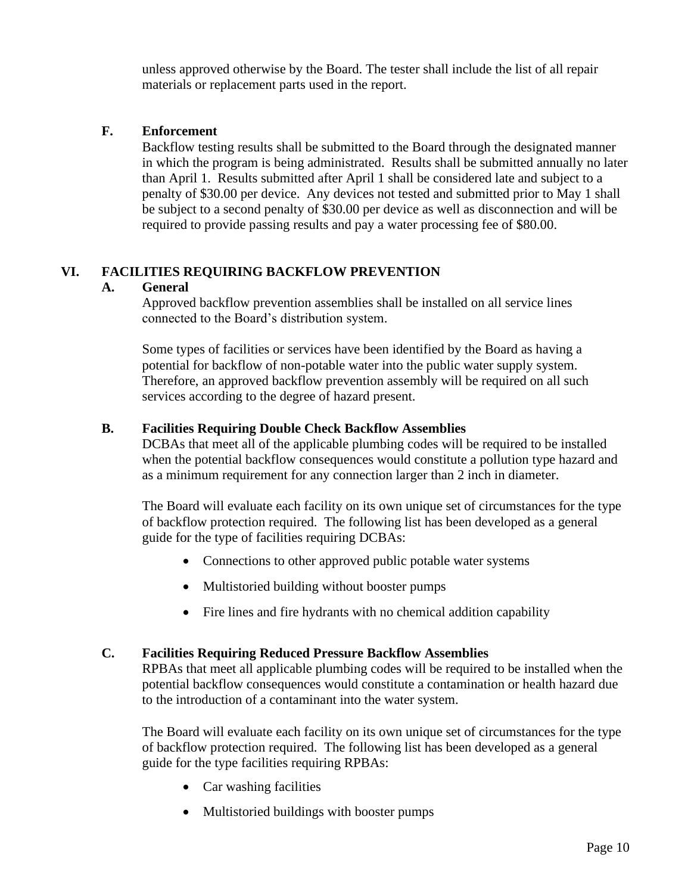unless approved otherwise by the Board. The tester shall include the list of all repair materials or replacement parts used in the report.

### F. Enforcement

Backflow testing results shall be submitted to the Board through the designated manner in which the program is being administrated. Results shall be submitted annually no later than April 1. Results submitted after April 1 shall be considered late and subject to a penalty of $30.00 per device. Any devices not tested and submitted prior to May 1 shall be subject to a second penalty of $30.00 per device as well as disconnection and will be required to provide passing results and pay a water processing fee of $80.00.

## VI. FACILITIES REQUIRING BACKFLOW PREVENTION

### A. General

Approved backflow prevention assemblies shall be installed on all service lines connected to the Board's distribution system.

Some types of facilities or services have been identified by the Board as having a potential for backflow of non-potable water into the public water supply system. Therefore, an approved backflow prevention assembly will be required on all such services according to the degree of hazard present.

### B. Facilities Requiring Double Check Backflow Assemblies

DCBAs that meet all of the applicable plumbing codes will be required to be installed when the potential backflow consequences would constitute a pollution type hazard and as a minimum requirement for any connection larger than 2 inch in diameter.

The Board will evaluate each facility on its own unique set of circumstances for the type of backflow protection required. The following list has been developed as a general guide for the type of facilities requiring DCBAs:

- Connections to other approved public potable water systems
- Multistoried building without booster pumps
- Fire lines and fire hydrants with no chemical addition capability

### C. Facilities Requiring Reduced Pressure Backflow Assemblies

RPBAs that meet all applicable plumbing codes will be required to be installed when the potential backflow consequences would constitute a contamination or health hazard due to the introduction of a contaminant into the water system.

The Board will evaluate each facility on its own unique set of circumstances for the type of backflow protection required. The following list has been developed as a general guide for the type facilities requiring RPBAs:

- Car washing facilities
- Multistoried buildings with booster pumps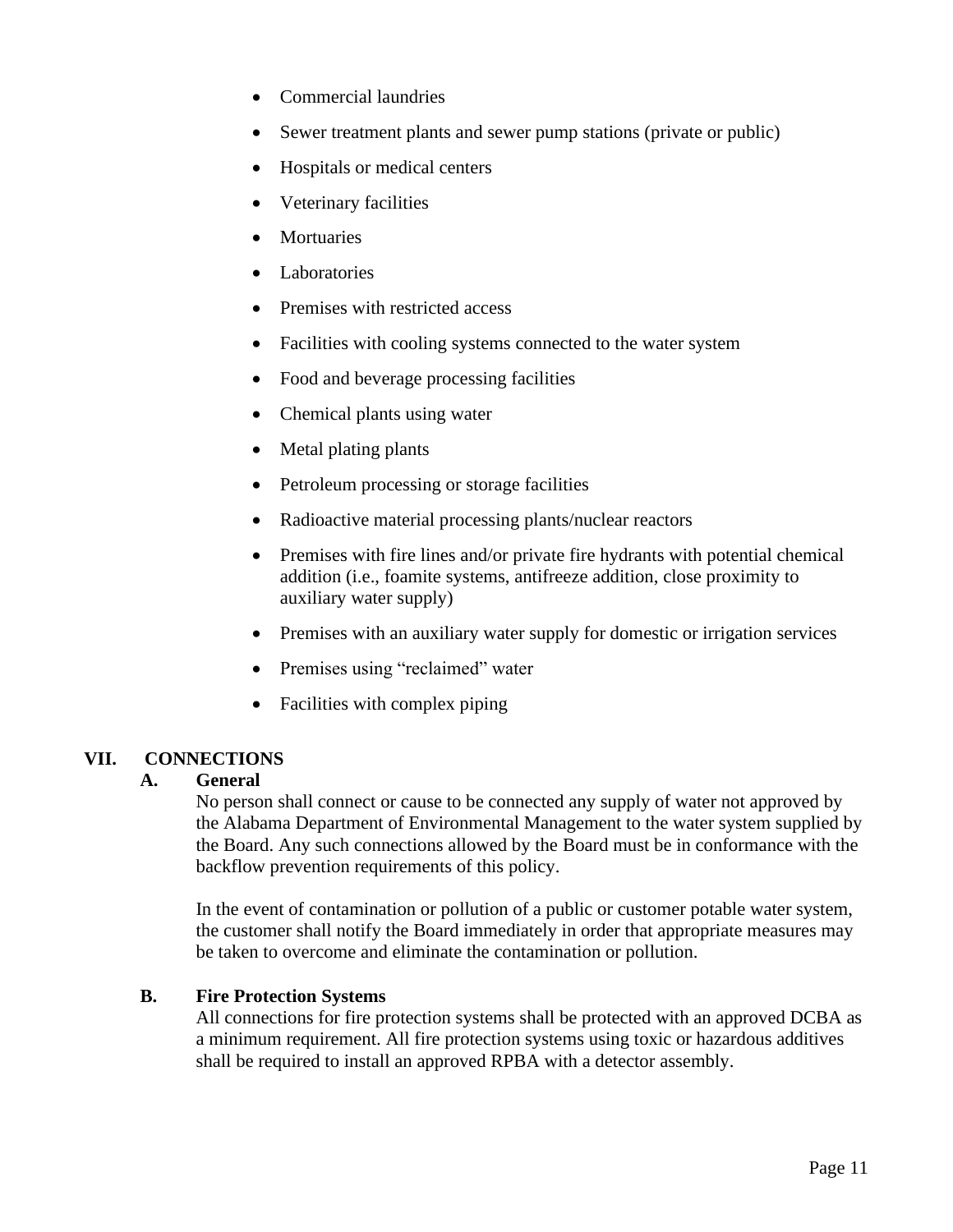- Commercial laundries
- Sewer treatment plants and sewer pump stations (private or public)
- Hospitals or medical centers
- Veterinary facilities
- Mortuaries
- Laboratories
- Premises with restricted access
- Facilities with cooling systems connected to the water system
- Food and beverage processing facilities
- Chemical plants using water
- Metal plating plants
- Petroleum processing or storage facilities
- Radioactive material processing plants/nuclear reactors
- Premises with fire lines and/or private fire hydrants with potential chemical addition (i.e., foamite systems, antifreeze addition, close proximity to auxiliary water supply)
- Premises with an auxiliary water supply for domestic or irrigation services
- Premises using "reclaimed" water
- Facilities with complex piping

## VII. CONNECTIONS

### A. General

No person shall connect or cause to be connected any supply of water not approved by the Alabama Department of Environmental Management to the water system supplied by the Board. Any such connections allowed by the Board must be in conformance with the backflow prevention requirements of this policy.

In the event of contamination or pollution of a public or customer potable water system, the customer shall notify the Board immediately in order that appropriate measures may be taken to overcome and eliminate the contamination or pollution.

### B. Fire Protection Systems

All connections for fire protection systems shall be protected with an approved DCBA as a minimum requirement. All fire protection systems using toxic or hazardous additives shall be required to install an approved RPBA with a detector assembly.